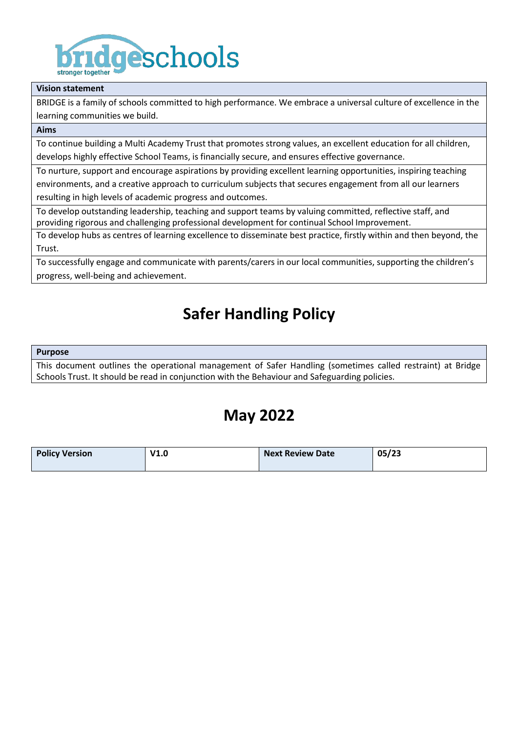bridgeschools
stronger together

| Vision statement |
| --- |
| BRIDGE is a family of schools committed to high performance. We embrace a universal culture of excellence in the learning communities we build. |

| Aims |
| --- |
| To continue building a Multi Academy Trust that promotes strong values, an excellent education for all children, develops highly effective School Teams, is financially secure, and ensures effective governance. |
| To nurture, support and encourage aspirations by providing excellent learning opportunities, inspiring teaching environments, and a creative approach to curriculum subjects that secures engagement from all our learners resulting in high levels of academic progress and outcomes. |
| To develop outstanding leadership, teaching and support teams by valuing committed, reflective staff, and providing rigorous and challenging professional development for continual School Improvement. |
| To develop hubs as centres of learning excellence to disseminate best practice, firstly within and then beyond, the Trust. |
| To successfully engage and communicate with parents/carers in our local communities, supporting the children's progress, well-being and achievement. |

# Safer Handling Policy

| Purpose |
| --- |
| This document outlines the operational management of Safer Handling (sometimes called restraint) at Bridge Schools Trust. It should be read in conjunction with the Behaviour and Safeguarding policies. |

## May 2022

| Policy Version | V1.0 | Next Review Date | 05/23 |
| --- | --- | --- | --- |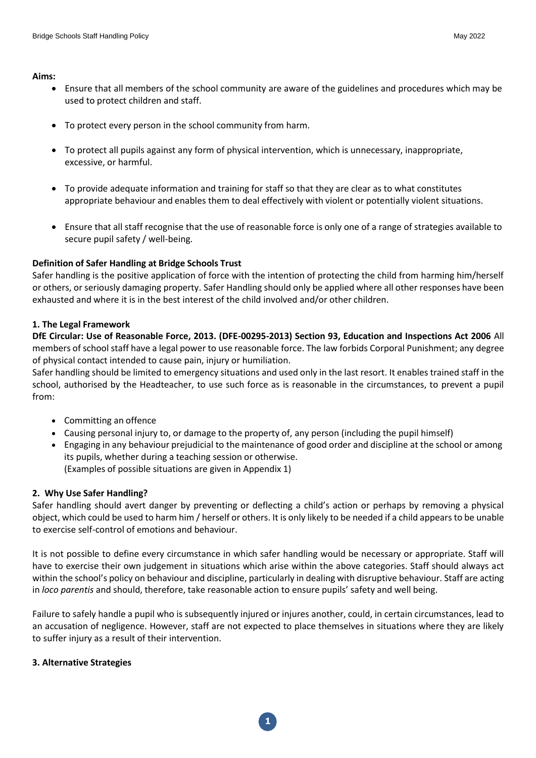**Aims:**

- Ensure that all members of the school community are aware of the guidelines and procedures which may be used to protect children and staff.
- To protect every person in the school community from harm.
- To protect all pupils against any form of physical intervention, which is unnecessary, inappropriate, excessive, or harmful.
- To provide adequate information and training for staff so that they are clear as to what constitutes appropriate behaviour and enables them to deal effectively with violent or potentially violent situations.
- Ensure that all staff recognise that the use of reasonable force is only one of a range of strategies available to secure pupil safety / well-being.

**Definition of Safer Handling at Bridge Schools Trust**

Safer handling is the positive application of force with the intention of protecting the child from harming him/herself or others, or seriously damaging property. Safer Handling should only be applied where all other responses have been exhausted and where it is in the best interest of the child involved and/or other children.

**1. The Legal Framework**

**DfE Circular: Use of Reasonable Force, 2013. (DFE-00295-2013) Section 93, Education and Inspections Act 2006** All members of school staff have a legal power to use reasonable force. The law forbids Corporal Punishment; any degree of physical contact intended to cause pain, injury or humiliation.

Safer handling should be limited to emergency situations and used only in the last resort. It enables trained staff in the school, authorised by the Headteacher, to use such force as is reasonable in the circumstances, to prevent a pupil from:

- Committing an offence
- Causing personal injury to, or damage to the property of, any person (including the pupil himself)
- Engaging in any behaviour prejudicial to the maintenance of good order and discipline at the school or among its pupils, whether during a teaching session or otherwise.
  (Examples of possible situations are given in Appendix 1)

**2. Why Use Safer Handling?**

Safer handling should avert danger by preventing or deflecting a child's action or perhaps by removing a physical object, which could be used to harm him / herself or others. It is only likely to be needed if a child appears to be unable to exercise self-control of emotions and behaviour.

It is not possible to define every circumstance in which safer handling would be necessary or appropriate. Staff will have to exercise their own judgement in situations which arise within the above categories. Staff should always act within the school's policy on behaviour and discipline, particularly in dealing with disruptive behaviour. Staff are acting in *loco parentis* and should, therefore, take reasonable action to ensure pupils' safety and well being.

Failure to safely handle a pupil who is subsequently injured or injures another, could, in certain circumstances, lead to an accusation of negligence. However, staff are not expected to place themselves in situations where they are likely to suffer injury as a result of their intervention.

**3. Alternative Strategies**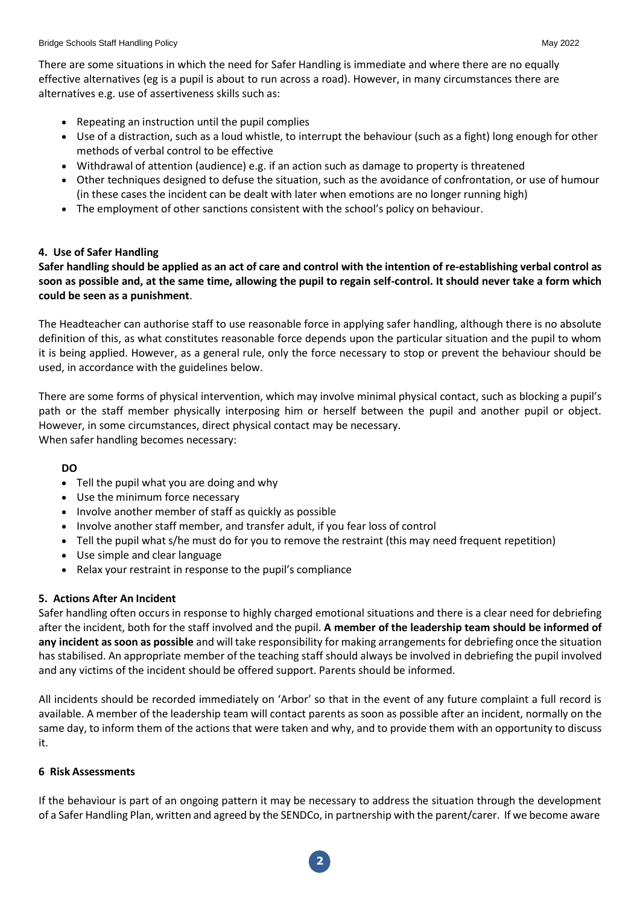There are some situations in which the need for Safer Handling is immediate and where there are no equally effective alternatives (eg is a pupil is about to run across a road). However, in many circumstances there are alternatives e.g. use of assertiveness skills such as:

- Repeating an instruction until the pupil complies
- Use of a distraction, such as a loud whistle, to interrupt the behaviour (such as a fight) long enough for other methods of verbal control to be effective
- Withdrawal of attention (audience) e.g. if an action such as damage to property is threatened
- Other techniques designed to defuse the situation, such as the avoidance of confrontation, or use of humour (in these cases the incident can be dealt with later when emotions are no longer running high)
- The employment of other sanctions consistent with the school's policy on behaviour.

### 4. Use of Safer Handling

**Safer handling should be applied as an act of care and control with the intention of re-establishing verbal control as soon as possible and, at the same time, allowing the pupil to regain self-control. It should never take a form which could be seen as a punishment**.

The Headteacher can authorise staff to use reasonable force in applying safer handling, although there is no absolute definition of this, as what constitutes reasonable force depends upon the particular situation and the pupil to whom it is being applied. However, as a general rule, only the force necessary to stop or prevent the behaviour should be used, in accordance with the guidelines below.

There are some forms of physical intervention, which may involve minimal physical contact, such as blocking a pupil's path or the staff member physically interposing him or herself between the pupil and another pupil or object. However, in some circumstances, direct physical contact may be necessary.
When safer handling becomes necessary:

**DO**

- Tell the pupil what you are doing and why
- Use the minimum force necessary
- Involve another member of staff as quickly as possible
- Involve another staff member, and transfer adult, if you fear loss of control
- Tell the pupil what s/he must do for you to remove the restraint (this may need frequent repetition)
- Use simple and clear language
- Relax your restraint in response to the pupil's compliance

### 5. Actions After An Incident

Safer handling often occurs in response to highly charged emotional situations and there is a clear need for debriefing after the incident, both for the staff involved and the pupil. **A member of the leadership team should be informed of any incident as soon as possible** and will take responsibility for making arrangements for debriefing once the situation has stabilised. An appropriate member of the teaching staff should always be involved in debriefing the pupil involved and any victims of the incident should be offered support. Parents should be informed.

All incidents should be recorded immediately on 'Arbor' so that in the event of any future complaint a full record is available. A member of the leadership team will contact parents as soon as possible after an incident, normally on the same day, to inform them of the actions that were taken and why, and to provide them with an opportunity to discuss it.

### 6 Risk Assessments

If the behaviour is part of an ongoing pattern it may be necessary to address the situation through the development of a Safer Handling Plan, written and agreed by the SENDCo, in partnership with the parent/carer. If we become aware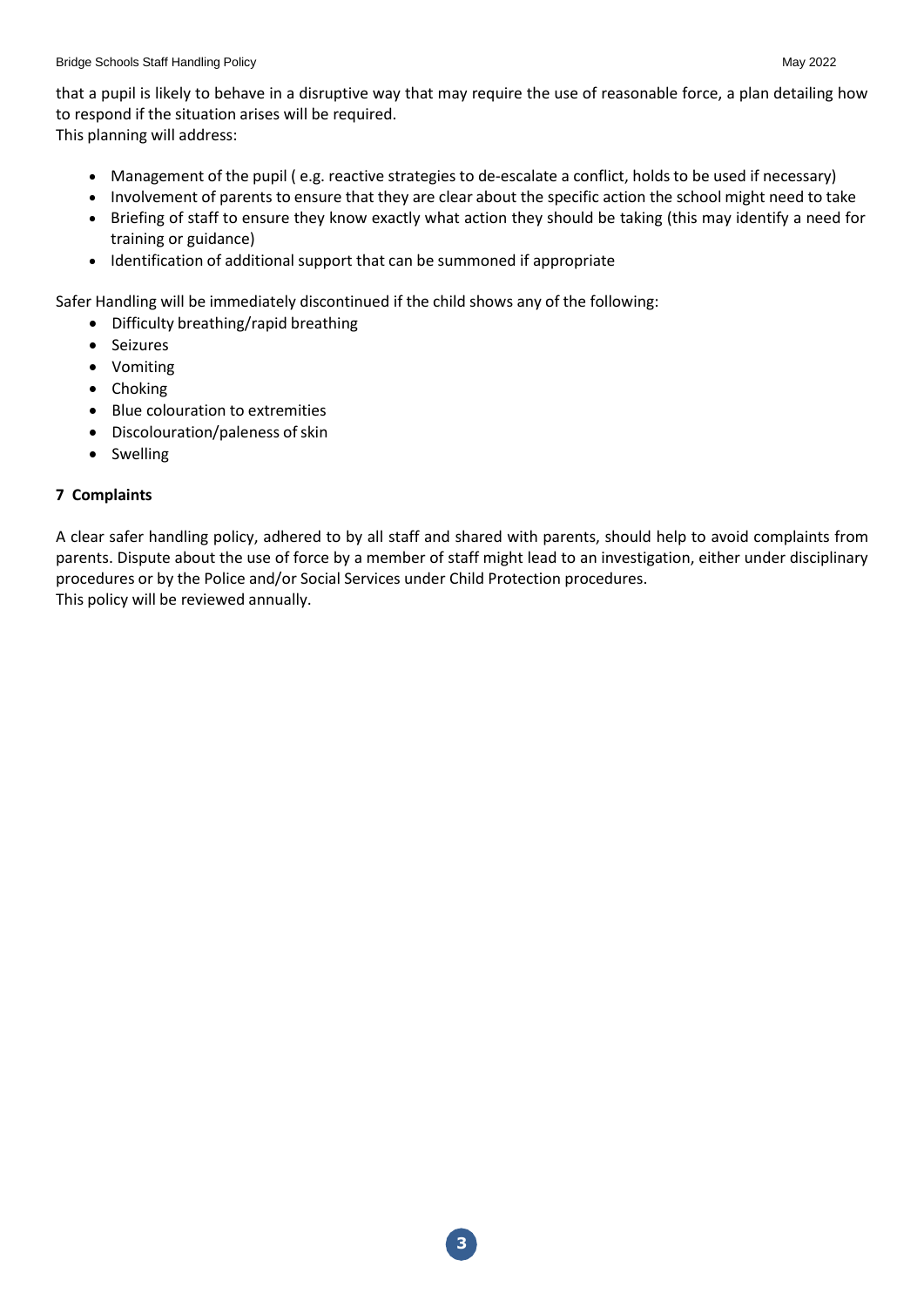that a pupil is likely to behave in a disruptive way that may require the use of reasonable force, a plan detailing how to respond if the situation arises will be required.
This planning will address:

- Management of the pupil ( e.g. reactive strategies to de-escalate a conflict, holds to be used if necessary)
- Involvement of parents to ensure that they are clear about the specific action the school might need to take
- Briefing of staff to ensure they know exactly what action they should be taking (this may identify a need for training or guidance)
- Identification of additional support that can be summoned if appropriate

Safer Handling will be immediately discontinued if the child shows any of the following:

- Difficulty breathing/rapid breathing
- Seizures
- Vomiting
- Choking
- Blue colouration to extremities
- Discolouration/paleness of skin
- Swelling

## 7 Complaints

A clear safer handling policy, adhered to by all staff and shared with parents, should help to avoid complaints from parents. Dispute about the use of force by a member of staff might lead to an investigation, either under disciplinary procedures or by the Police and/or Social Services under Child Protection procedures.
This policy will be reviewed annually.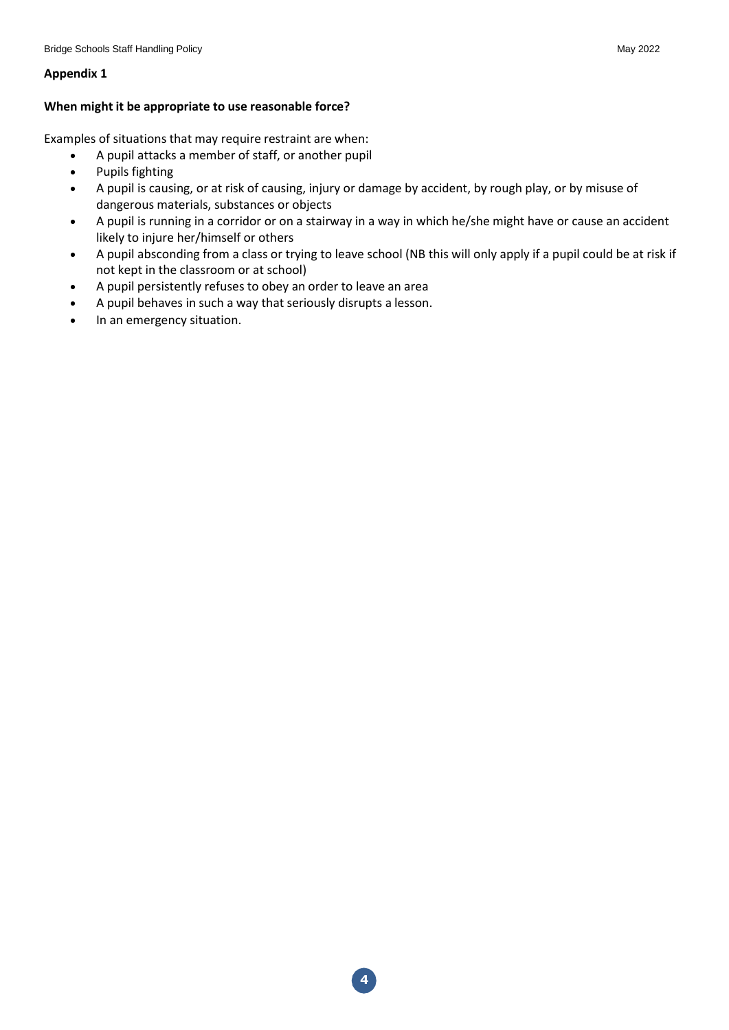**Appendix 1**

**When might it be appropriate to use reasonable force?**

Examples of situations that may require restraint are when:

- A pupil attacks a member of staff, or another pupil
- Pupils fighting
- A pupil is causing, or at risk of causing, injury or damage by accident, by rough play, or by misuse of dangerous materials, substances or objects
- A pupil is running in a corridor or on a stairway in a way in which he/she might have or cause an accident likely to injure her/himself or others
- A pupil absconding from a class or trying to leave school (NB this will only apply if a pupil could be at risk if not kept in the classroom or at school)
- A pupil persistently refuses to obey an order to leave an area
- A pupil behaves in such a way that seriously disrupts a lesson.
- In an emergency situation.